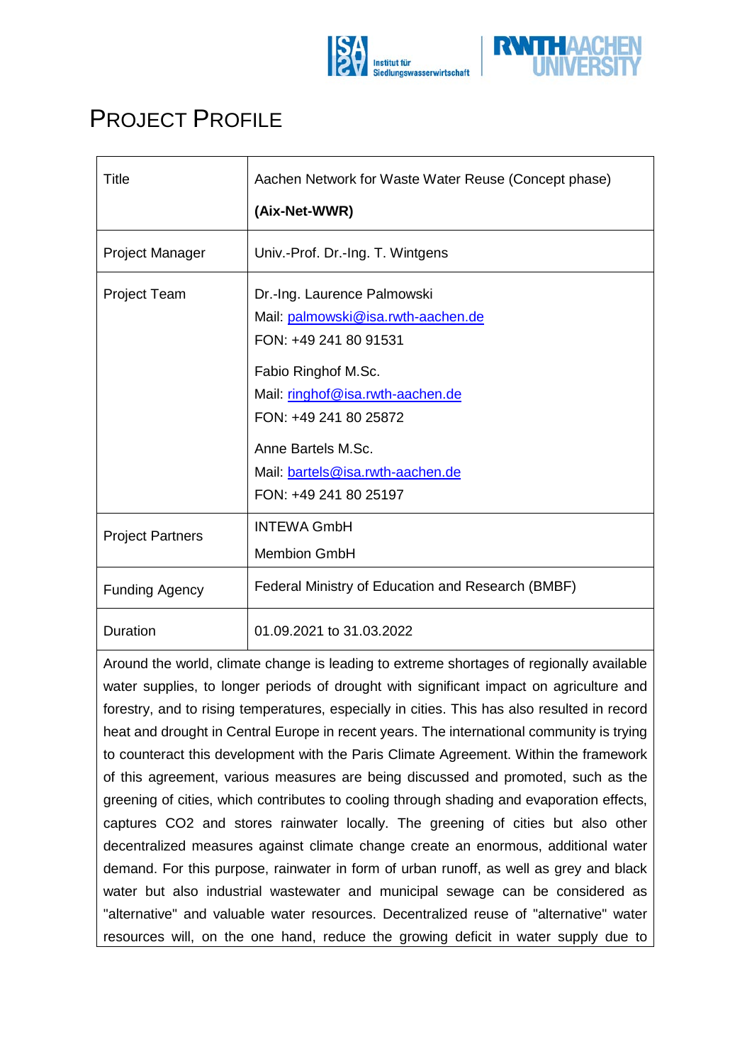# PROJECT PROFILE

| Title | Aachen Network for Waste Water Reuse (Concept phase)<br>**(Aix-Net-WWR)** |
|---|---|
| Project Manager | Univ.-Prof. Dr.-Ing. T. Wintgens |
| Project Team | Dr.-Ing. Laurence Palmowski<br>Mail: palmowski@isa.rwth-aachen.de<br>FON: +49 241 80 91531<br>Fabio Ringhof M.Sc.<br>Mail: ringhof@isa.rwth-aachen.de<br>FON: +49 241 80 25872<br>Anne Bartels M.Sc.<br>Mail: bartels@isa.rwth-aachen.de<br>FON: +49 241 80 25197 |
| Project Partners | INTEWA GmbH<br>Membion GmbH |
| Funding Agency | Federal Ministry of Education and Research (BMBF) |
| Duration | 01.09.2021 to 31.03.2022 |

Around the world, climate change is leading to extreme shortages of regionally available water supplies, to longer periods of drought with significant impact on agriculture and forestry, and to rising temperatures, especially in cities. This has also resulted in record heat and drought in Central Europe in recent years. The international community is trying to counteract this development with the Paris Climate Agreement. Within the framework of this agreement, various measures are being discussed and promoted, such as the greening of cities, which contributes to cooling through shading and evaporation effects, captures $CO_2$ and stores rainwater locally. The greening of cities but also other decentralized measures against climate change create an enormous, additional water demand. For this purpose, rainwater in form of urban runoff, as well as grey and black water but also industrial wastewater and municipal sewage can be considered as "alternative" and valuable water resources. Decentralized reuse of "alternative" water resources will, on the one hand, reduce the growing deficit in water supply due to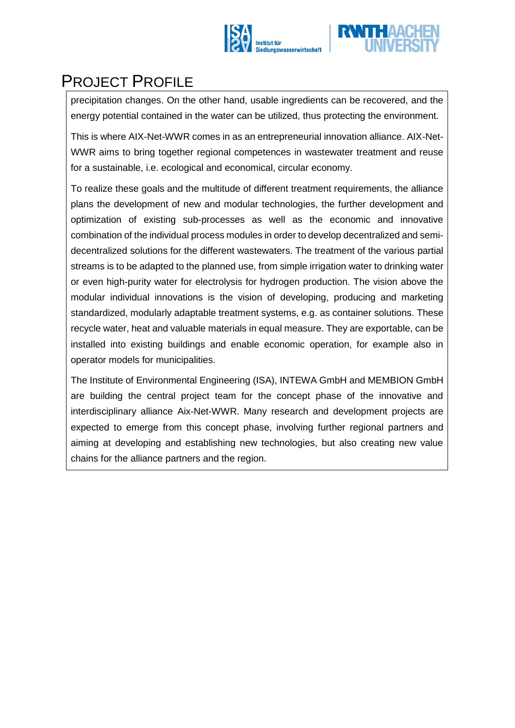# PROJECT PROFILE

precipitation changes. On the other hand, usable ingredients can be recovered, and the energy potential contained in the water can be utilized, thus protecting the environment.

This is where AIX-Net-WWR comes in as an entrepreneurial innovation alliance. AIX-Net-WWR aims to bring together regional competences in wastewater treatment and reuse for a sustainable, i.e. ecological and economical, circular economy.

To realize these goals and the multitude of different treatment requirements, the alliance plans the development of new and modular technologies, the further development and optimization of existing sub-processes as well as the economic and innovative combination of the individual process modules in order to develop decentralized and semi-decentralized solutions for the different wastewaters. The treatment of the various partial streams is to be adapted to the planned use, from simple irrigation water to drinking water or even high-purity water for electrolysis for hydrogen production. The vision above the modular individual innovations is the vision of developing, producing and marketing standardized, modularly adaptable treatment systems, e.g. as container solutions. These recycle water, heat and valuable materials in equal measure. They are exportable, can be installed into existing buildings and enable economic operation, for example also in operator models for municipalities.

The Institute of Environmental Engineering (ISA), INTEWA GmbH and MEMBION GmbH are building the central project team for the concept phase of the innovative and interdisciplinary alliance Aix-Net-WWR. Many research and development projects are expected to emerge from this concept phase, involving further regional partners and aiming at developing and establishing new technologies, but also creating new value chains for the alliance partners and the region.